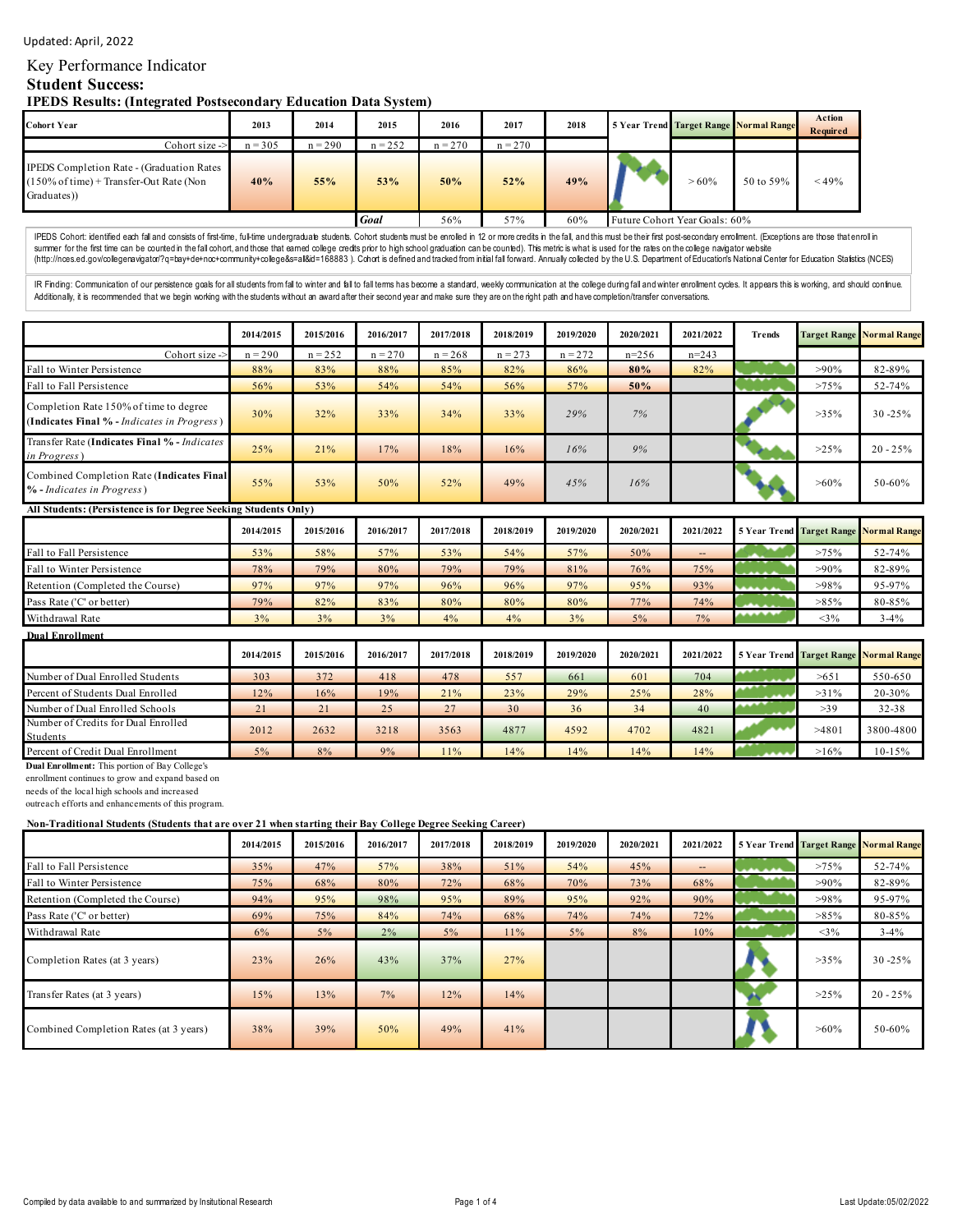Updated: April, 2022

# Key Performance Indicator

## Student Success:

### IPEDS Results: (Integrated Postsecondary Education Data System)

| Cohort Year | 2013 | 2014 | 2015 | 2016 | 2017 | 2018 | 5 Year Trend | Target Range | Normal Range | Action Required |
|---|---|---|---|---|---|---|---|---|---|---|
| Cohort size -> | n = 305 | n = 290 | n = 252 | n = 270 | n = 270 | | | | | |
| IPEDS Completion Rate - (Graduation Rates (150% of time) + Transfer-Out Rate (Non Graduates)) | 40% | 55% | 53% | 50% | 52% | 49% | | > 60% | 50 to 59% | < 49% |
| | | | *Goal* | 56% | 57% | 60% | Future Cohort Year Goals: 60% | | | |

IPEDS Cohort: identified each fall and consists of first-time, full-time undergraduate students. Cohort students must be enrolled in 12 or more credits in the fall, and this must be their first post-secondary enrollment. (Exceptions are those that enroll in summer for the first time can be counted in the fall cohort, and those that earned college credits prior to high school graduation can be counted). This metric is what is used for the rates on the college navigator website (http://nces.ed.gov/collegenavigator/?q=bay+de+noc+community+college&s=all&id=168883 ). Cohort is defined and tracked from initial fall forward. Annually collected by the U.S. Department of Education's National Center for Education Statistics (NCES)

IR Finding: Communication of our persistence goals for all students from fall to winter and fall to fall terms has become a standard, weekly communication at the college during fall and winter enrollment cycles. It appears this is working, and should continue. Additionally, it is recommended that we begin working with the students without an award after their second year and make sure they are on the right path and have completion/transfer conversations.

| | 2014/2015 | 2015/2016 | 2016/2017 | 2017/2018 | 2018/2019 | 2019/2020 | 2020/2021 | 2021/2022 | Trends | Target Range | Normal Range |
|---|---|---|---|---|---|---|---|---|---|---|---|
| Cohort size -> | n = 290 | n = 252 | n = 270 | n = 268 | n = 273 | n = 272 | n=256 | n=243 | | | |
| Fall to Winter Persistence | 88% | 83% | 88% | 85% | 82% | 86% | **80%** | 82% | | >90% | 82-89% |
| Fall to Fall Persistence | 56% | 53% | 54% | 54% | 56% | 57% | **50%** | | | >75% | 52-74% |
| Completion Rate 150% of time to degree (**Indicates Final %** - *Indicates in Progress*) | 30% | 32% | 33% | 34% | 33% | *29%* | *7%* | | | >35% | 30 -25% |
| Transfer Rate (**Indicates Final %** - *Indicates in Progress*) | 25% | 21% | 17% | 18% | 16% | *16%* | *9%* | | | >25% | 20 - 25% |
| Combined Completion Rate (**Indicates Final %** - *Indicates in Progress*) | 55% | 53% | 50% | 52% | 49% | *45%* | *16%* | | | >60% | 50-60% |

**All Students: (Persistence is for Degree Seeking Students Only)**

| | 2014/2015 | 2015/2016 | 2016/2017 | 2017/2018 | 2018/2019 | 2019/2020 | 2020/2021 | 2021/2022 | 5 Year Trend | Target Range | Normal Range |
|---|---|---|---|---|---|---|---|---|---|---|---|
| Fall to Fall Persistence | 53% | 58% | 57% | 53% | 54% | 57% | 50% | -- | | >75% | 52-74% |
| Fall to Winter Persistence | 78% | 79% | 80% | 79% | 79% | 81% | 76% | 75% | | >90% | 82-89% |
| Retention (Completed the Course) | 97% | 97% | 97% | 96% | 96% | 97% | 95% | 93% | | >98% | 95-97% |
| Pass Rate ('C' or better) | 79% | 82% | 83% | 80% | 80% | 80% | 77% | 74% | | >85% | 80-85% |
| Withdrawal Rate | 3% | 3% | 3% | 4% | 4% | 3% | 5% | 7% | | <3% | 3-4% |

**Dual Enrollment**

| | 2014/2015 | 2015/2016 | 2016/2017 | 2017/2018 | 2018/2019 | 2019/2020 | 2020/2021 | 2021/2022 | 5 Year Trend | Target Range | Normal Range |
|---|---|---|---|---|---|---|---|---|---|---|---|
| Number of Dual Enrolled Students | 303 | 372 | 418 | 478 | 557 | 661 | 601 | 704 | | >651 | 550-650 |
| Percent of Students Dual Enrolled | 12% | 16% | 19% | 21% | 23% | 29% | 25% | 28% | | >31% | 20-30% |
| Number of Dual Enrolled Schools | 21 | 21 | 25 | 27 | 30 | 36 | 34 | 40 | | >39 | 32-38 |
| Number of Credits for Dual Enrolled Students | 2012 | 2632 | 3218 | 3563 | 4877 | 4592 | 4702 | 4821 | | >4801 | 3800-4800 |
| Percent of Credit Dual Enrollment | 5% | 8% | 9% | 11% | 14% | 14% | 14% | 14% | | >16% | 10-15% |

**Dual Enrollment:** This portion of Bay College's enrollment continues to grow and expand based on needs of the local high schools and increased outreach efforts and enhancements of this program.

**Non-Traditional Students (Students that are over 21 when starting their Bay College Degree Seeking Career)**

| | 2014/2015 | 2015/2016 | 2016/2017 | 2017/2018 | 2018/2019 | 2019/2020 | 2020/2021 | 2021/2022 | 5 Year Trend | Target Range | Normal Range |
|---|---|---|---|---|---|---|---|---|---|---|---|
| Fall to Fall Persistence | 35% | 47% | 57% | 38% | 51% | 54% | 45% | -- | | >75% | 52-74% |
| Fall to Winter Persistence | 75% | 68% | 80% | 72% | 68% | 70% | 73% | 68% | | >90% | 82-89% |
| Retention (Completed the Course) | 94% | 95% | 98% | 95% | 89% | 95% | 92% | 90% | | >98% | 95-97% |
| Pass Rate ('C' or better) | 69% | 75% | 84% | 74% | 68% | 74% | 74% | 72% | | >85% | 80-85% |
| Withdrawal Rate | 6% | 5% | 2% | 5% | 11% | 5% | 8% | 10% | | <3% | 3-4% |
| Completion Rates (at 3 years) | 23% | 26% | 43% | 37% | 27% | | | | | >35% | 30 -25% |
| Transfer Rates (at 3 years) | 15% | 13% | 7% | 12% | 14% | | | | | >25% | 20 - 25% |
| Combined Completion Rates (at 3 years) | 38% | 39% | 50% | 49% | 41% | | | | | >60% | 50-60% |

Compiled by data available to and summarized by Insitutional Research

Last Update:05/02/2022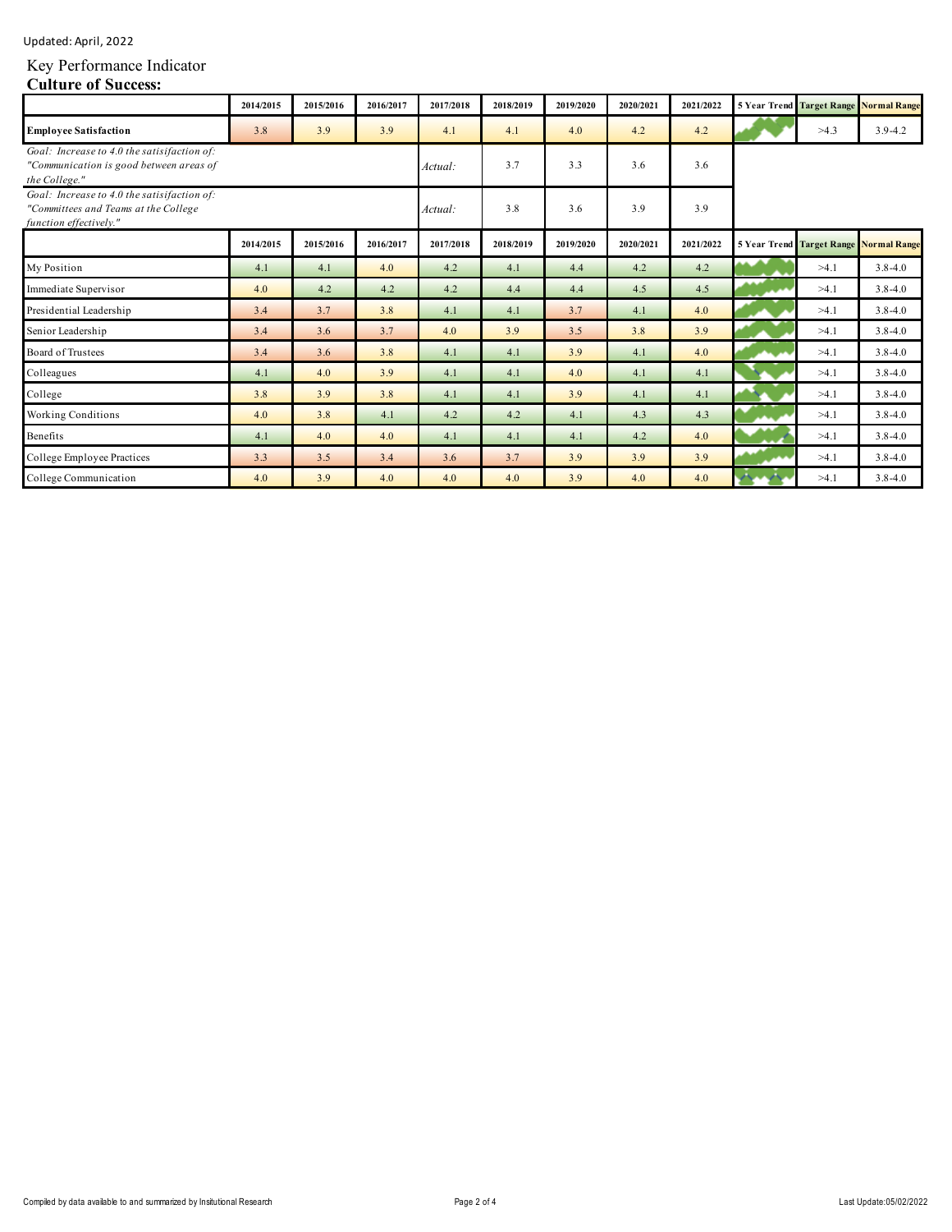Updated: April, 2022

Key Performance Indicator

**Culture of Success:**

| | 2014/2015 | 2015/2016 | 2016/2017 | 2017/2018 | 2018/2019 | 2019/2020 | 2020/2021 | 2021/2022 | 5 Year Trend | Target Range | Normal Range |
|---|---|---|---|---|---|---|---|---|---|---|---|
| **Employee Satisfaction** | 3.8 | 3.9 | 3.9 | 4.1 | 4.1 | 4.0 | 4.2 | 4.2 | | >4.3 | 3.9-4.2 |
| *Goal: Increase to 4.0 the satisifaction of: "Communication is good between areas of the College."* | | | | *Actual:* | 3.7 | 3.3 | 3.6 | 3.6 | | | |
| *Goal: Increase to 4.0 the satisifaction of: "Committees and Teams at the College function effectively."* | | | | *Actual:* | 3.8 | 3.6 | 3.9 | 3.9 | | | |

| | 2014/2015 | 2015/2016 | 2016/2017 | 2017/2018 | 2018/2019 | 2019/2020 | 2020/2021 | 2021/2022 | 5 Year Trend | Target Range | Normal Range |
|---|---|---|---|---|---|---|---|---|---|---|---|
| My Position | 4.1 | 4.1 | 4.0 | 4.2 | 4.1 | 4.4 | 4.2 | 4.2 | | >4.1 | 3.8-4.0 |
| Immediate Supervisor | 4.0 | 4.2 | 4.2 | 4.2 | 4.4 | 4.4 | 4.5 | 4.5 | | >4.1 | 3.8-4.0 |
| Presidential Leadership | 3.4 | 3.7 | 3.8 | 4.1 | 4.1 | 3.7 | 4.1 | 4.0 | | >4.1 | 3.8-4.0 |
| Senior Leadership | 3.4 | 3.6 | 3.7 | 4.0 | 3.9 | 3.5 | 3.8 | 3.9 | | >4.1 | 3.8-4.0 |
| Board of Trustees | 3.4 | 3.6 | 3.8 | 4.1 | 4.1 | 3.9 | 4.1 | 4.0 | | >4.1 | 3.8-4.0 |
| Colleagues | 4.1 | 4.0 | 3.9 | 4.1 | 4.1 | 4.0 | 4.1 | 4.1 | | >4.1 | 3.8-4.0 |
| College | 3.8 | 3.9 | 3.8 | 4.1 | 4.1 | 3.9 | 4.1 | 4.1 | | >4.1 | 3.8-4.0 |
| Working Conditions | 4.0 | 3.8 | 4.1 | 4.2 | 4.2 | 4.1 | 4.3 | 4.3 | | >4.1 | 3.8-4.0 |
| Benefits | 4.1 | 4.0 | 4.0 | 4.1 | 4.1 | 4.1 | 4.2 | 4.0 | | >4.1 | 3.8-4.0 |
| College Employee Practices | 3.3 | 3.5 | 3.4 | 3.6 | 3.7 | 3.9 | 3.9 | 3.9 | | >4.1 | 3.8-4.0 |
| College Communication | 4.0 | 3.9 | 4.0 | 4.0 | 4.0 | 3.9 | 4.0 | 4.0 | | >4.1 | 3.8-4.0 |

Compiled by data available to and summarized by Insitutional Research

Last Update:05/02/2022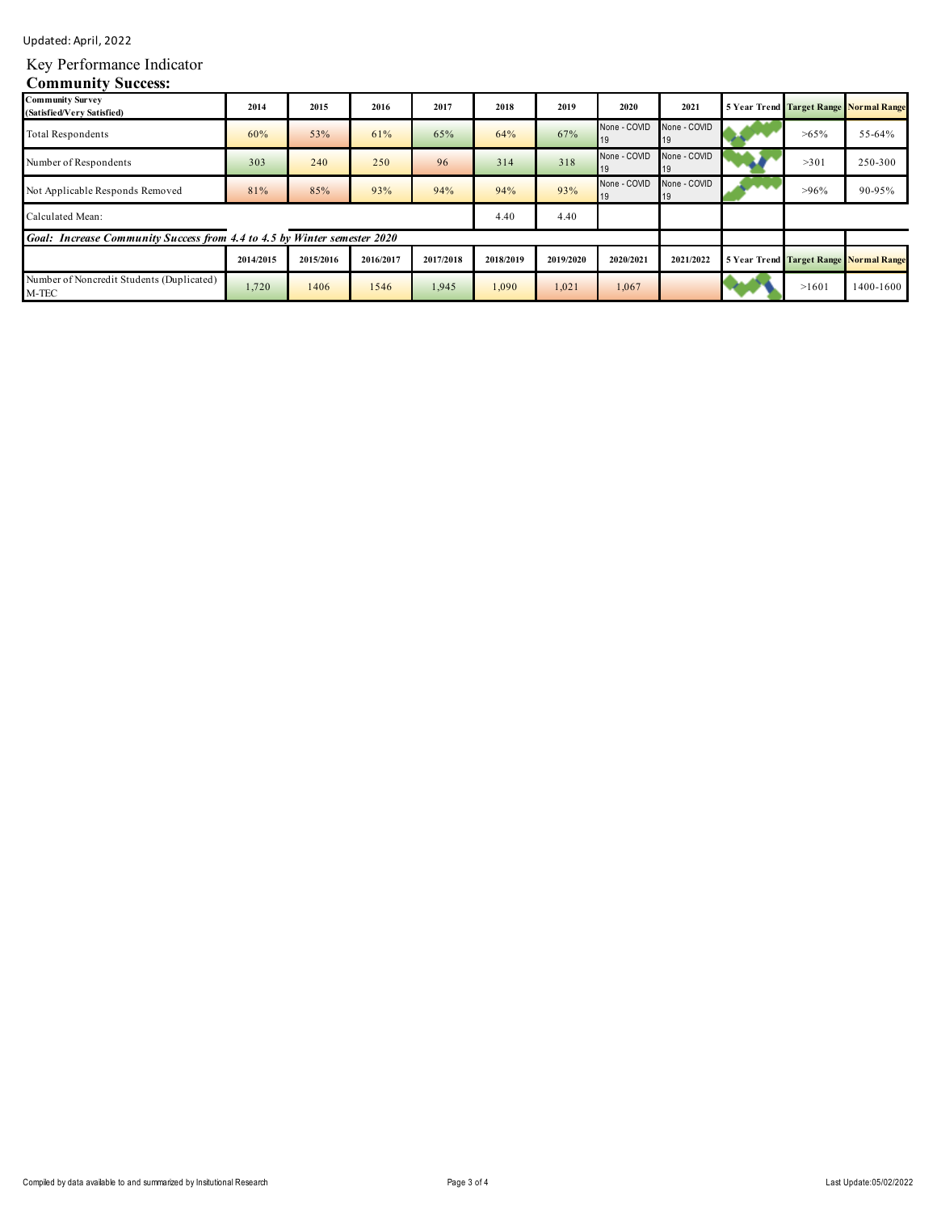Updated: April, 2022

# Key Performance Indicator

## Community Success:

| **Community Survey (Satisfied/Very Satisfied)** | **2014** | **2015** | **2016** | **2017** | **2018** | **2019** | **2020** | **2021** | **5 Year Trend** | **Target Range** | **Normal Range** |
|---|---|---|---|---|---|---|---|---|---|---|---|
| Total Respondents | 60% | 53% | 61% | 65% | 64% | 67% | None - COVID 19 | None - COVID 19 | | >65% | 55-64% |
| Number of Respondents | 303 | 240 | 250 | 96 | 314 | 318 | None - COVID 19 | None - COVID 19 | | >301 | 250-300 |
| Not Applicable Responds Removed | 81% | 85% | 93% | 94% | 94% | 93% | None - COVID 19 | None - COVID 19 | | >96% | 90-95% |
| Calculated Mean: | | | | | 4.40 | 4.40 | | | | | |
| ***Goal: Increase Community Success from 4.4 to 4.5 by Winter semester 2020*** | | | | | | | | | | | |
| | **2014/2015** | **2015/2016** | **2016/2017** | **2017/2018** | **2018/2019** | **2019/2020** | **2020/2021** | **2021/2022** | **5 Year Trend** | **Target Range** | **Normal Range** |
| Number of Noncredit Students (Duplicated) M-TEC | 1,720 | 1406 | 1546 | 1,945 | 1,090 | 1,021 | 1,067 | | | >1601 | 1400-1600 |

Compiled by data available to and summarized by Insitutional Research

Last Update:05/02/2022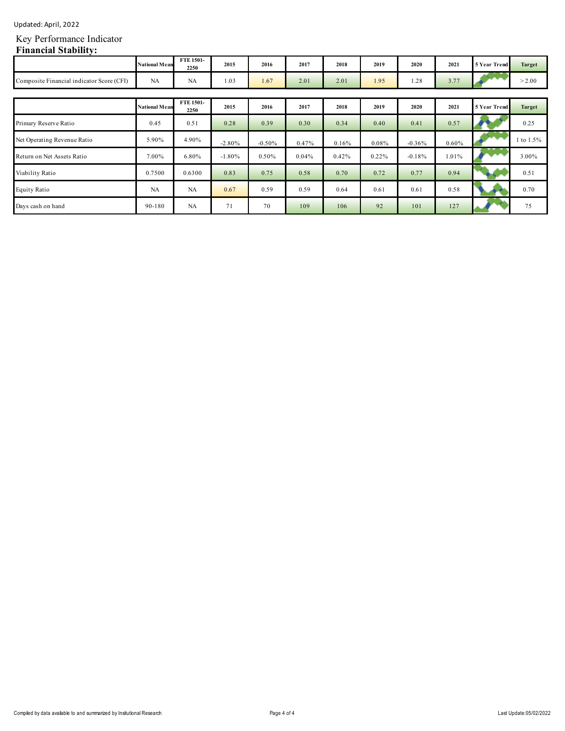Updated: April, 2022

# Key Performance Indicator
## Financial Stability:

| | National Mean | FTE 1501-2250 | 2015 | 2016 | 2017 | 2018 | 2019 | 2020 | 2021 | 5 Year Trend | Target |
|---|---|---|---|---|---|---|---|---|---|---|---|
| Composite Financial indicator Score (CFI) | NA | NA | 1.03 | 1.67 | 2.01 | 2.01 | 1.95 | 1.28 | 3.77 | | > 2.00 |

| | National Mean | FTE 1501-2250 | 2015 | 2016 | 2017 | 2018 | 2019 | 2020 | 2021 | 5 Year Trend | Target |
|---|---|---|---|---|---|---|---|---|---|---|---|
| Primary Reserve Ratio | 0.45 | 0.51 | 0.28 | 0.39 | 0.30 | 0.34 | 0.40 | 0.41 | 0.57 | | 0.25 |
| Net Operating Revenue Ratio | 5.90% | 4.90% | -2.80% | -0.50% | 0.47% | 0.16% | 0.08% | -0.36% | 0.60% | | 1 to 1.5% |
| Return on Net Assets Ratio | 7.00% | 6.80% | -1.80% | 0.50% | 0.04% | 0.42% | 0.22% | -0.18% | 1.01% | | 3.00% |
| Viability Ratio | 0.7500 | 0.6300 | 0.83 | 0.75 | 0.58 | 0.70 | 0.72 | 0.77 | 0.94 | | 0.51 |
| Equity Ratio | NA | NA | 0.67 | 0.59 | 0.59 | 0.64 | 0.61 | 0.61 | 0.58 | | 0.70 |
| Days cash on hand | 90-180 | NA | 71 | 70 | 109 | 106 | 92 | 101 | 127 | | 75 |

Compiled by data available to and summarized by Insitutional Research

Last Update:05/02/2022